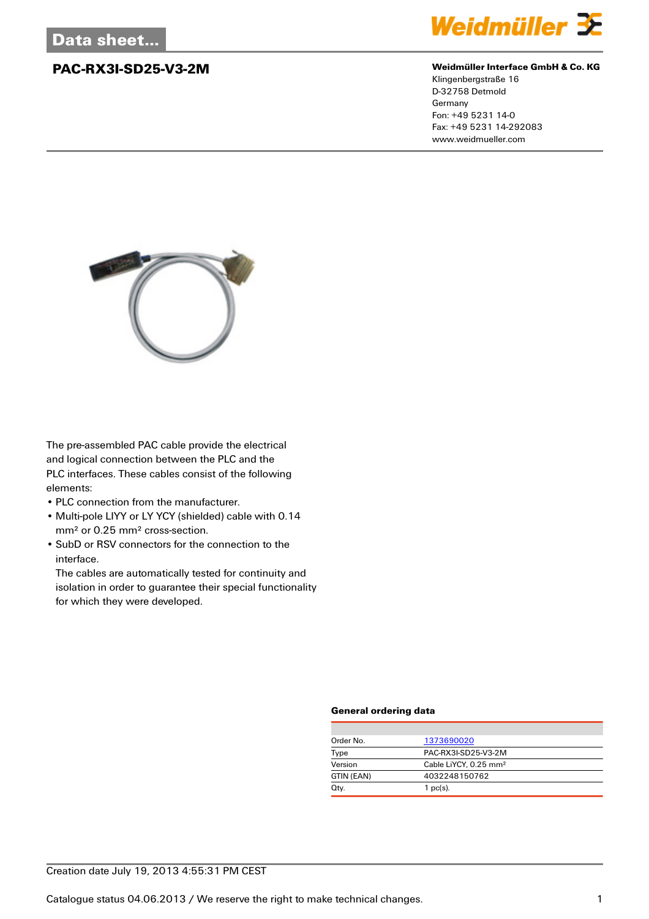Data sheet...

# PAC-RX3I-SD25-V3-2M

**Weidmüller Interface GmbH & Co. KG**
Klingenbergstraße 16
D-32758 Detmold
Germany
Fon: +49 5231 14-0
Fax: +49 5231 14-292083
www.weidmueller.com

The pre-assembled PAC cable provide the electrical and logical connection between the PLC and the PLC interfaces. These cables consist of the following elements:

- PLC connection from the manufacturer.
- Multi-pole LIYY or LY YCY (shielded) cable with 0.14 mm² or 0.25 mm² cross-section.
- SubD or RSV connectors for the connection to the interface.
  The cables are automatically tested for continuity and isolation in order to guarantee their special functionality for which they were developed.

### General ordering data

| | |
|---|---|
| Order No. | 1373690020 |
| Type | PAC-RX3I-SD25-V3-2M |
| Version | Cable LiYCY, 0.25 mm² |
| GTIN (EAN) | 4032248150762 |
| Qty. | 1 pc(s). |

Creation date July 19, 2013 4:55:31 PM CEST

Catalogue status 04.06.2013 / We reserve the right to make technical changes.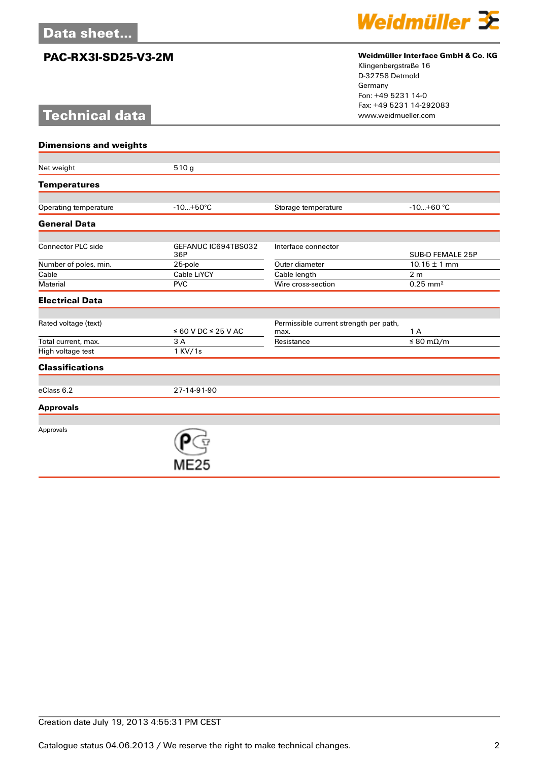# Data sheet...

## PAC-RX3I-SD25-V3-2M

**Weidmüller Interface GmbH & Co. KG**
Klingenbergstraße 16
D-32758 Detmold
Germany
Fon: +49 5231 14-0
Fax: +49 5231 14-292083
www.weidmueller.com

## Technical data

### Dimensions and weights

| | |
|---|---|
| Net weight | 510 g |

### Temperatures

| | | | |
|---|---|---|---|
| Operating temperature | -10...+50°C | Storage temperature | -10...+60 °C |

### General Data

| | | | |
|---|---|---|---|
| Connector PLC side | GEFANUC IC694TBS032 36P | Interface connector | SUB-D FEMALE 25P |
| Number of poles, min. | 25-pole | Outer diameter | 10.15 ± 1 mm |
| Cable | Cable LiYCY | Cable length | 2 m |
| Material | PVC | Wire cross-section | 0.25 mm² |

### Electrical Data

| | | | |
|---|---|---|---|
| Rated voltage (text) | ≤ 60 V DC ≤ 25 V AC | Permissible current strength per path, max. | 1 A |
| Total current, max. | 3 A | Resistance | ≤ 80 mΩ/m |
| High voltage test | 1 KV/1s | | |

### Classifications

| | |
|---|---|
| eClass 6.2 | 27-14-91-90 |

### Approvals

Approvals

ME25

Creation date July 19, 2013 4:55:31 PM CEST

Catalogue status 04.06.2013 / We reserve the right to make technical changes.